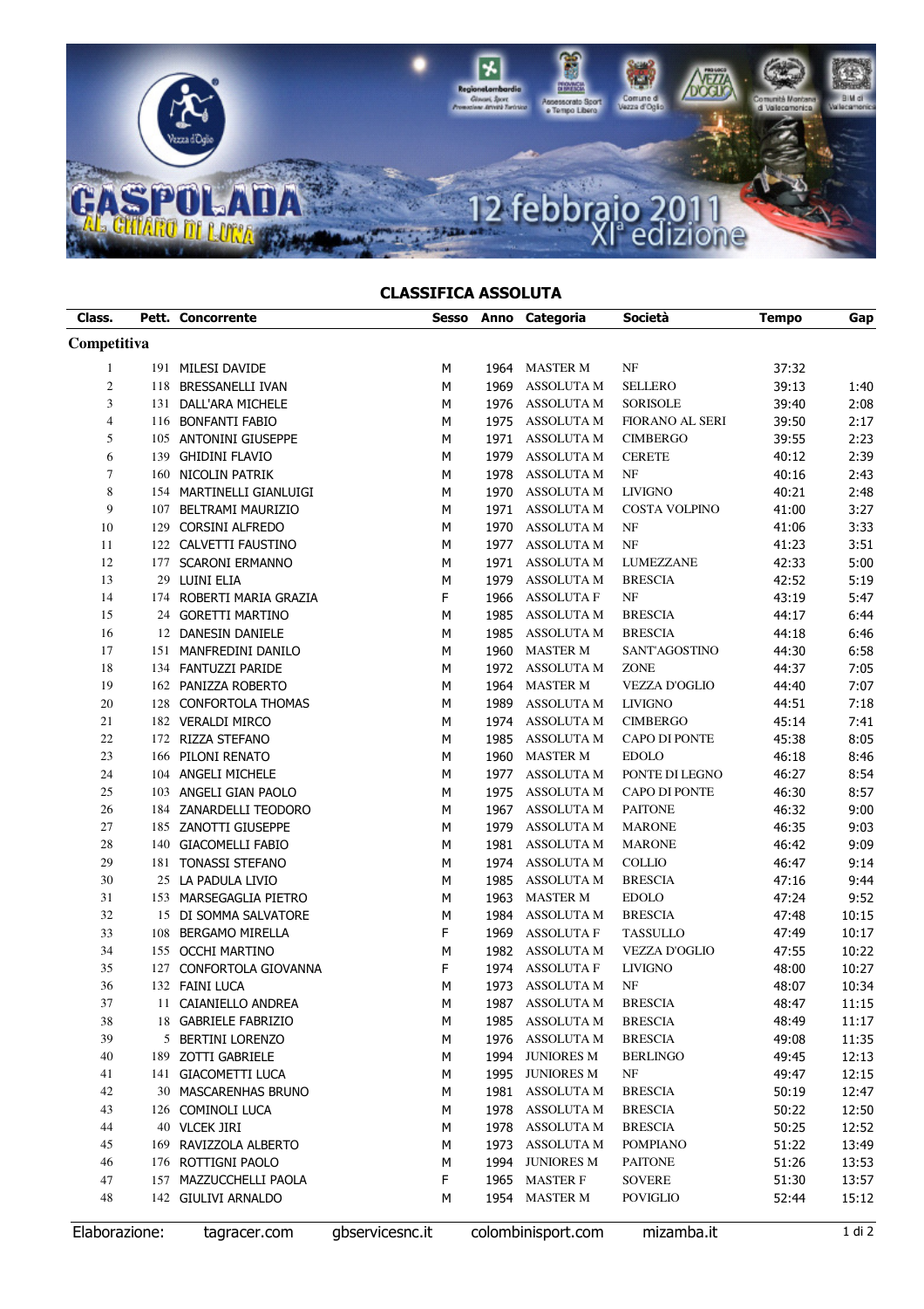CASPOLADA AL CHIARO DI LUNA

12 febbraio 2011 XIª edizione

## CLASSIFICA ASSOLUTA

| Class. | Pett. | Concorrente | Sesso | Anno | Categoria | Società | Tempo | Gap |
|---|---|---|---|---|---|---|---|---|
| **Competitiva** | | | | | | | | |
| 1 | 191 | MILESI DAVIDE | M | 1964 | MASTER M | NF | 37:32 | |
| 2 | 118 | BRESSANELLI IVAN | M | 1969 | ASSOLUTA M | SELLERO | 39:13 | 1:40 |
| 3 | 131 | DALL'ARA MICHELE | M | 1976 | ASSOLUTA M | SORISOLE | 39:40 | 2:08 |
| 4 | 116 | BONFANTI FABIO | M | 1975 | ASSOLUTA M | FIORANO AL SERI | 39:50 | 2:17 |
| 5 | 105 | ANTONINI GIUSEPPE | M | 1971 | ASSOLUTA M | CIMBERGO | 39:55 | 2:23 |
| 6 | 139 | GHIDINI FLAVIO | M | 1979 | ASSOLUTA M | CERETE | 40:12 | 2:39 |
| 7 | 160 | NICOLIN PATRIK | M | 1978 | ASSOLUTA M | NF | 40:16 | 2:43 |
| 8 | 154 | MARTINELLI GIANLUIGI | M | 1970 | ASSOLUTA M | LIVIGNO | 40:21 | 2:48 |
| 9 | 107 | BELTRAMI MAURIZIO | M | 1971 | ASSOLUTA M | COSTA VOLPINO | 41:00 | 3:27 |
| 10 | 129 | CORSINI ALFREDO | M | 1970 | ASSOLUTA M | NF | 41:06 | 3:33 |
| 11 | 122 | CALVETTI FAUSTINO | M | 1977 | ASSOLUTA M | NF | 41:23 | 3:51 |
| 12 | 177 | SCARONI ERMANNO | M | 1971 | ASSOLUTA M | LUMEZZANE | 42:33 | 5:00 |
| 13 | 29 | LUINI ELIA | M | 1979 | ASSOLUTA M | BRESCIA | 42:52 | 5:19 |
| 14 | 174 | ROBERTI MARIA GRAZIA | F | 1966 | ASSOLUTA F | NF | 43:19 | 5:47 |
| 15 | 24 | GORETTI MARTINO | M | 1985 | ASSOLUTA M | BRESCIA | 44:17 | 6:44 |
| 16 | 12 | DANESIN DANIELE | M | 1985 | ASSOLUTA M | BRESCIA | 44:18 | 6:46 |
| 17 | 151 | MANFREDINI DANILO | M | 1960 | MASTER M | SANT'AGOSTINO | 44:30 | 6:58 |
| 18 | 134 | FANTUZZI PARIDE | M | 1972 | ASSOLUTA M | ZONE | 44:37 | 7:05 |
| 19 | 162 | PANIZZA ROBERTO | M | 1964 | MASTER M | VEZZA D'OGLIO | 44:40 | 7:07 |
| 20 | 128 | CONFORTOLA THOMAS | M | 1989 | ASSOLUTA M | LIVIGNO | 44:51 | 7:18 |
| 21 | 182 | VERALDI MIRCO | M | 1974 | ASSOLUTA M | CIMBERGO | 45:14 | 7:41 |
| 22 | 172 | RIZZA STEFANO | M | 1985 | ASSOLUTA M | CAPO DI PONTE | 45:38 | 8:05 |
| 23 | 166 | PILONI RENATO | M | 1960 | MASTER M | EDOLO | 46:18 | 8:46 |
| 24 | 104 | ANGELI MICHELE | M | 1977 | ASSOLUTA M | PONTE DI LEGNO | 46:27 | 8:54 |
| 25 | 103 | ANGELI GIAN PAOLO | M | 1975 | ASSOLUTA M | CAPO DI PONTE | 46:30 | 8:57 |
| 26 | 184 | ZANARDELLI TEODORO | M | 1967 | ASSOLUTA M | PAITONE | 46:32 | 9:00 |
| 27 | 185 | ZANOTTI GIUSEPPE | M | 1979 | ASSOLUTA M | MARONE | 46:35 | 9:03 |
| 28 | 140 | GIACOMELLI FABIO | M | 1981 | ASSOLUTA M | MARONE | 46:42 | 9:09 |
| 29 | 181 | TONASSI STEFANO | M | 1974 | ASSOLUTA M | COLLIO | 46:47 | 9:14 |
| 30 | 25 | LA PADULA LIVIO | M | 1985 | ASSOLUTA M | BRESCIA | 47:16 | 9:44 |
| 31 | 153 | MARSEGAGLIA PIETRO | M | 1963 | MASTER M | EDOLO | 47:24 | 9:52 |
| 32 | 15 | DI SOMMA SALVATORE | M | 1984 | ASSOLUTA M | BRESCIA | 47:48 | 10:15 |
| 33 | 108 | BERGAMO MIRELLA | F | 1969 | ASSOLUTA F | TASSULLO | 47:49 | 10:17 |
| 34 | 155 | OCCHI MARTINO | M | 1982 | ASSOLUTA M | VEZZA D'OGLIO | 47:55 | 10:22 |
| 35 | 127 | CONFORTOLA GIOVANNA | F | 1974 | ASSOLUTA F | LIVIGNO | 48:00 | 10:27 |
| 36 | 132 | FAINI LUCA | M | 1973 | ASSOLUTA M | NF | 48:07 | 10:34 |
| 37 | 11 | CAIANIELLO ANDREA | M | 1987 | ASSOLUTA M | BRESCIA | 48:47 | 11:15 |
| 38 | 18 | GABRIELE FABRIZIO | M | 1985 | ASSOLUTA M | BRESCIA | 48:49 | 11:17 |
| 39 | 5 | BERTINI LORENZO | M | 1976 | ASSOLUTA M | BRESCIA | 49:08 | 11:35 |
| 40 | 189 | ZOTTI GABRIELE | M | 1994 | JUNIORES M | BERLINGO | 49:45 | 12:13 |
| 41 | 141 | GIACOMETTI LUCA | M | 1995 | JUNIORES M | NF | 49:47 | 12:15 |
| 42 | 30 | MASCARENHAS BRUNO | M | 1981 | ASSOLUTA M | BRESCIA | 50:19 | 12:47 |
| 43 | 126 | COMINOLI LUCA | M | 1978 | ASSOLUTA M | BRESCIA | 50:22 | 12:50 |
| 44 | 40 | VLCEK JIRI | M | 1978 | ASSOLUTA M | BRESCIA | 50:25 | 12:52 |
| 45 | 169 | RAVIZZOLA ALBERTO | M | 1973 | ASSOLUTA M | POMPIANO | 51:22 | 13:49 |
| 46 | 176 | ROTTIGNI PAOLO | M | 1994 | JUNIORES M | PAITONE | 51:26 | 13:53 |
| 47 | 157 | MAZZUCCHELLI PAOLA | F | 1965 | MASTER F | SOVERE | 51:30 | 13:57 |
| 48 | 142 | GIULIVI ARNALDO | M | 1954 | MASTER M | POVIGLIO | 52:44 | 15:12 |

Elaborazione: tagracer.com gbservicesnc.it colombinisport.com mizamba.it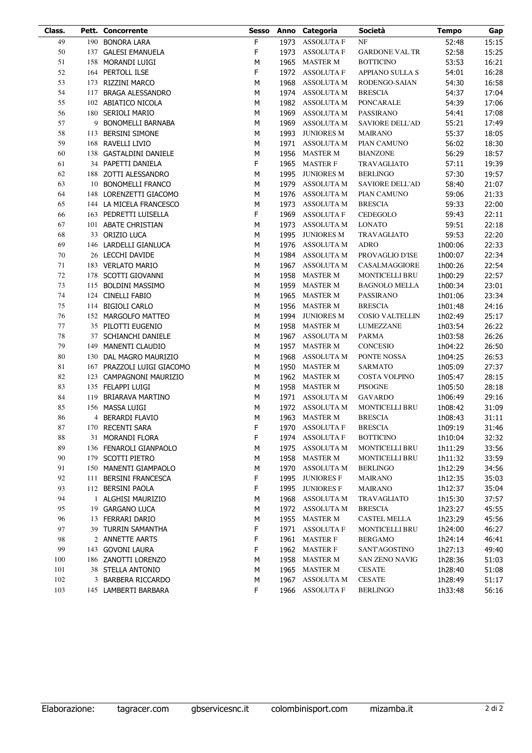| Class. | Pett. | Concorrente | Sesso | Anno | Categoria | Società | Tempo | Gap |
|---|---|---|---|---|---|---|---|---|
| 49 | 190 | BONORA LARA | F | 1973 | ASSOLUTA F | NF | 52:48 | 15:15 |
| 50 | 137 | GALESI EMANUELA | F | 1973 | ASSOLUTA F | GARDONE VAL TR | 52:58 | 15:25 |
| 51 | 158 | MORANDI LUIGI | M | 1965 | MASTER M | BOTTICINO | 53:53 | 16:21 |
| 52 | 164 | PERTOLL ILSE | F | 1972 | ASSOLUTA F | APPIANO SULLA S | 54:01 | 16:28 |
| 53 | 173 | RIZZINI MARCO | M | 1968 | ASSOLUTA M | RODENGO-SAIAN | 54:30 | 16:58 |
| 54 | 117 | BRAGA ALESSANDRO | M | 1974 | ASSOLUTA M | BRESCIA | 54:37 | 17:04 |
| 55 | 102 | ABIATICO NICOLA | M | 1982 | ASSOLUTA M | PONCARALE | 54:39 | 17:06 |
| 56 | 180 | SERIOLI MARIO | M | 1969 | ASSOLUTA M | PASSIRANO | 54:41 | 17:08 |
| 57 | 9 | BONOMELLI BARNABA | M | 1969 | ASSOLUTA M | SAVIORE DELL'AD | 55:21 | 17:49 |
| 58 | 113 | BERSINI SIMONE | M | 1993 | JUNIORES M | MAIRANO | 55:37 | 18:05 |
| 59 | 168 | RAVELLI LIVIO | M | 1971 | ASSOLUTA M | PIAN CAMUNO | 56:02 | 18:30 |
| 60 | 138 | GASTALDINI DANIELE | M | 1956 | MASTER M | BIANZONE | 56:29 | 18:57 |
| 61 | 34 | PAPETTI DANIELA | F | 1965 | MASTER F | TRAVAGLIATO | 57:11 | 19:39 |
| 62 | 188 | ZOTTI ALESSANDRO | M | 1995 | JUNIORES M | BERLINGO | 57:30 | 19:57 |
| 63 | 10 | BONOMELLI FRANCO | M | 1979 | ASSOLUTA M | SAVIORE DELL'AD | 58:40 | 21:07 |
| 64 | 148 | LORENZETTI GIACOMO | M | 1976 | ASSOLUTA M | PIAN CAMUNO | 59:06 | 21:33 |
| 65 | 144 | LA MICELA FRANCESCO | M | 1973 | ASSOLUTA M | BRESCIA | 59:33 | 22:00 |
| 66 | 163 | PEDRETTI LUISELLA | F | 1969 | ASSOLUTA F | CEDEGOLO | 59:43 | 22:11 |
| 67 | 101 | ABATE CHRISTIAN | M | 1973 | ASSOLUTA M | LONATO | 59:51 | 22:18 |
| 68 | 33 | ORIZIO LUCA | M | 1995 | JUNIORES M | TRAVAGLIATO | 59:53 | 22:20 |
| 69 | 146 | LARDELLI GIANLUCA | M | 1976 | ASSOLUTA M | ADRO | 1h00:06 | 22:33 |
| 70 | 26 | LECCHI DAVIDE | M | 1984 | ASSOLUTA M | PROVAGLIO D'ISE | 1h00:07 | 22:34 |
| 71 | 183 | VERLATO MARIO | M | 1967 | ASSOLUTA M | CASALMAGGIORE | 1h00:26 | 22:54 |
| 72 | 178 | SCOTTI GIOVANNI | M | 1958 | MASTER M | MONTICELLI BRU | 1h00:29 | 22:57 |
| 73 | 115 | BOLDINI MASSIMO | M | 1959 | MASTER M | BAGNOLO MELLA | 1h00:34 | 23:01 |
| 74 | 124 | CINELLI FABIO | M | 1965 | MASTER M | PASSIRANO | 1h01:06 | 23:34 |
| 75 | 114 | BIGIOLI CARLO | M | 1956 | MASTER M | BRESCIA | 1h01:48 | 24:16 |
| 76 | 152 | MARGOLFO MATTEO | M | 1994 | JUNIORES M | COSIO VALTELLIN | 1h02:49 | 25:17 |
| 77 | 35 | PILOTTI EUGENIO | M | 1958 | MASTER M | LUMEZZANE | 1h03:54 | 26:22 |
| 78 | 37 | SCHIANCHI DANIELE | M | 1967 | ASSOLUTA M | PARMA | 1h03:58 | 26:26 |
| 79 | 149 | MANENTI CLAUDIO | M | 1957 | MASTER M | CONCESIO | 1h04:22 | 26:50 |
| 80 | 130 | DAL MAGRO MAURIZIO | M | 1968 | ASSOLUTA M | PONTE NOSSA | 1h04:25 | 26:53 |
| 81 | 167 | PRAZZOLI LUIGI GIACOMO | M | 1950 | MASTER M | SARMATO | 1h05:09 | 27:37 |
| 82 | 123 | CAMPAGNONI MAURIZIO | M | 1962 | MASTER M | COSTA VOLPINO | 1h05:47 | 28:15 |
| 83 | 135 | FELAPPI LUIGI | M | 1958 | MASTER M | PISOGNE | 1h05:50 | 28:18 |
| 84 | 119 | BRIARAVA MARTINO | M | 1971 | ASSOLUTA M | GAVARDO | 1h06:49 | 29:16 |
| 85 | 156 | MASSA LUIGI | M | 1972 | ASSOLUTA M | MONTICELLI BRU | 1h08:42 | 31:09 |
| 86 | 4 | BERARDI FLAVIO | M | 1963 | MASTER M | BRESCIA | 1h08:43 | 31:11 |
| 87 | 170 | RECENTI SARA | F | 1970 | ASSOLUTA F | BRESCIA | 1h09:19 | 31:46 |
| 88 | 31 | MORANDI FLORA | F | 1974 | ASSOLUTA F | BOTTICINO | 1h10:04 | 32:32 |
| 89 | 136 | FENAROLI GIANPAOLO | M | 1975 | ASSOLUTA M | MONTICELLI BRU | 1h11:29 | 33:56 |
| 90 | 179 | SCOTTI PIETRO | M | 1958 | MASTER M | MONTICELLI BRU | 1h11:32 | 33:59 |
| 91 | 150 | MANENTI GIAMPAOLO | M | 1970 | ASSOLUTA M | BERLINGO | 1h12:29 | 34:56 |
| 92 | 111 | BERSINI FRANCESCA | F | 1995 | JUNIORES F | MAIRANO | 1h12:35 | 35:03 |
| 93 | 112 | BERSINI PAOLA | F | 1995 | JUNIORES F | MAIRANO | 1h12:37 | 35:04 |
| 94 | 1 | ALGHISI MAURIZIO | M | 1968 | ASSOLUTA M | TRAVAGLIATO | 1h15:30 | 37:57 |
| 95 | 19 | GARGANO LUCA | M | 1972 | ASSOLUTA M | BRESCIA | 1h23:27 | 45:55 |
| 96 | 13 | FERRARI DARIO | M | 1955 | MASTER M | CASTEL MELLA | 1h23:29 | 45:56 |
| 97 | 39 | TURRIN SAMANTHA | F | 1971 | ASSOLUTA F | MONTICELLI BRU | 1h24:00 | 46:27 |
| 98 | 2 | ANNETTE AARTS | F | 1961 | MASTER F | BERGAMO | 1h24:14 | 46:41 |
| 99 | 143 | GOVONI LAURA | F | 1962 | MASTER F | SANT'AGOSTINO | 1h27:13 | 49:40 |
| 100 | 186 | ZANOTTI LORENZO | M | 1958 | MASTER M | SAN ZENO NAVIG | 1h28:36 | 51:03 |
| 101 | 38 | STELLA ANTONIO | M | 1965 | MASTER M | CESATE | 1h28:40 | 51:08 |
| 102 | 3 | BARBERA RICCARDO | M | 1967 | ASSOLUTA M | CESATE | 1h28:49 | 51:17 |
| 103 | 145 | LAMBERTI BARBARA | F | 1966 | ASSOLUTA F | BERLINGO | 1h33:48 | 56:16 |

Elaborazione: tagracer.com gbservicesnc.it colombinisport.com mizamba.it